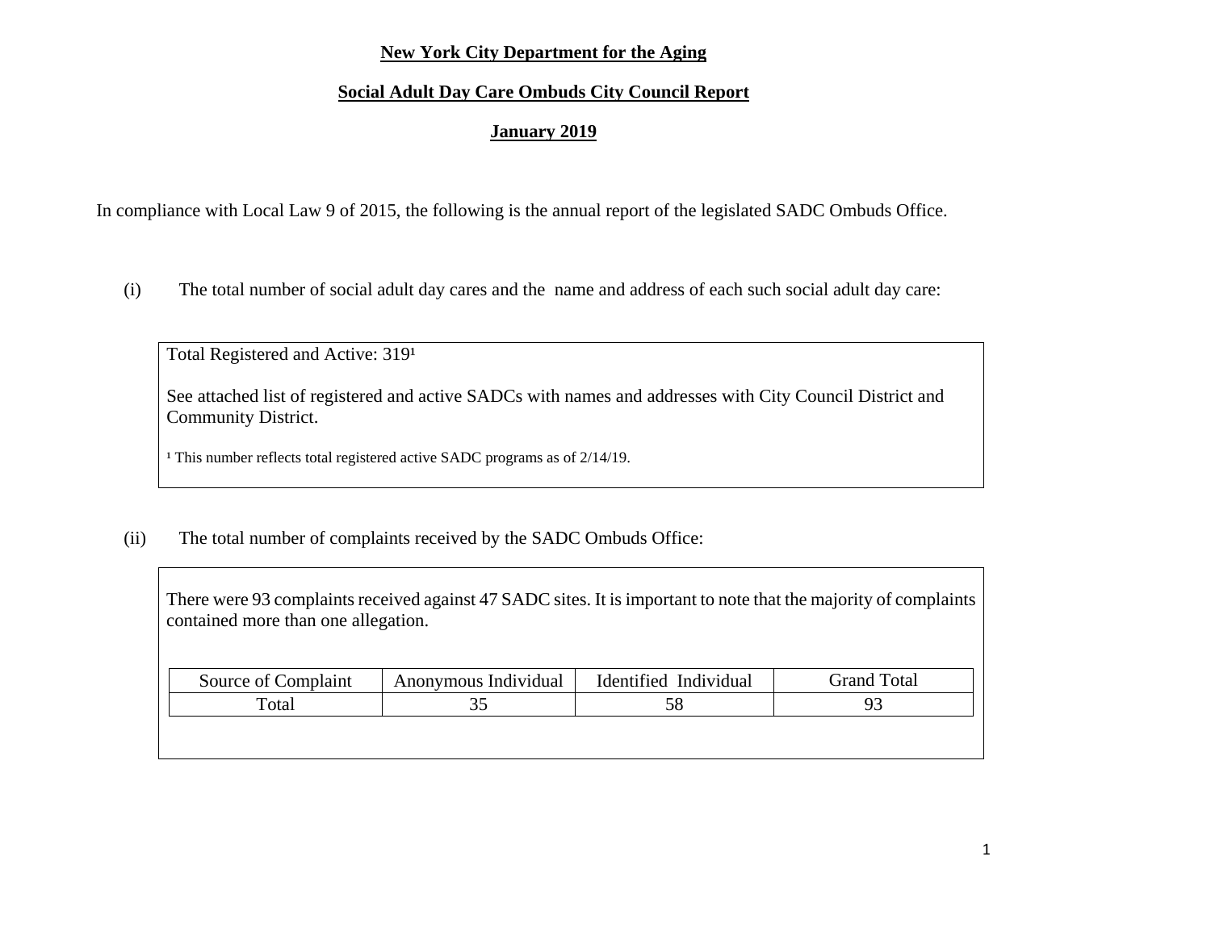**New York City Department for the Aging**

**Social Adult Day Care Ombuds City Council Report**

**January 2019**

In compliance with Local Law 9 of 2015, the following is the annual report of the legislated SADC Ombuds Office.

(i) The total number of social adult day cares and the name and address of each such social adult day care:

Total Registered and Active: 319[1]

See attached list of registered and active SADCs with names and addresses with City Council District and Community District.

[1] This number reflects total registered active SADC programs as of 2/14/19.

(ii) The total number of complaints received by the SADC Ombuds Office:

There were 93 complaints received against 47 SADC sites. It is important to note that the majority of complaints contained more than one allegation.

| Source of Complaint | Anonymous Individual | Identified Individual | Grand Total |
| --- | --- | --- | --- |
| Total | 35 | 58 | 93 |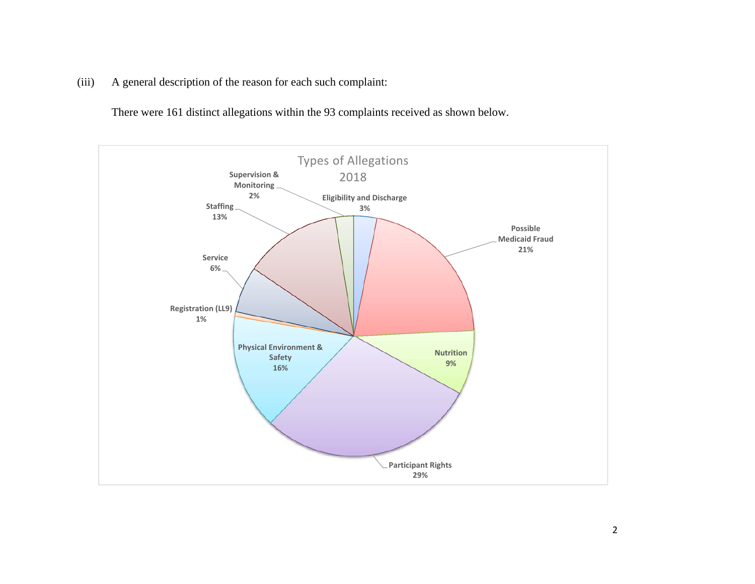(iii) A general description of the reason for each such complaint:

There were 161 distinct allegations within the 93 complaints received as shown below.

**Types of Allegations 2018**

| Type of Allegation | Percentage |
|---|---|
| Eligibility and Discharge | 3% |
| Possible Medicaid Fraud | 21% |
| Nutrition | 9% |
| Participant Rights | 29% |
| Physical Environment & Safety | 16% |
| Registration (LL9) | 1% |
| Service | 6% |
| Staffing | 13% |
| Supervision & Monitoring | 2% |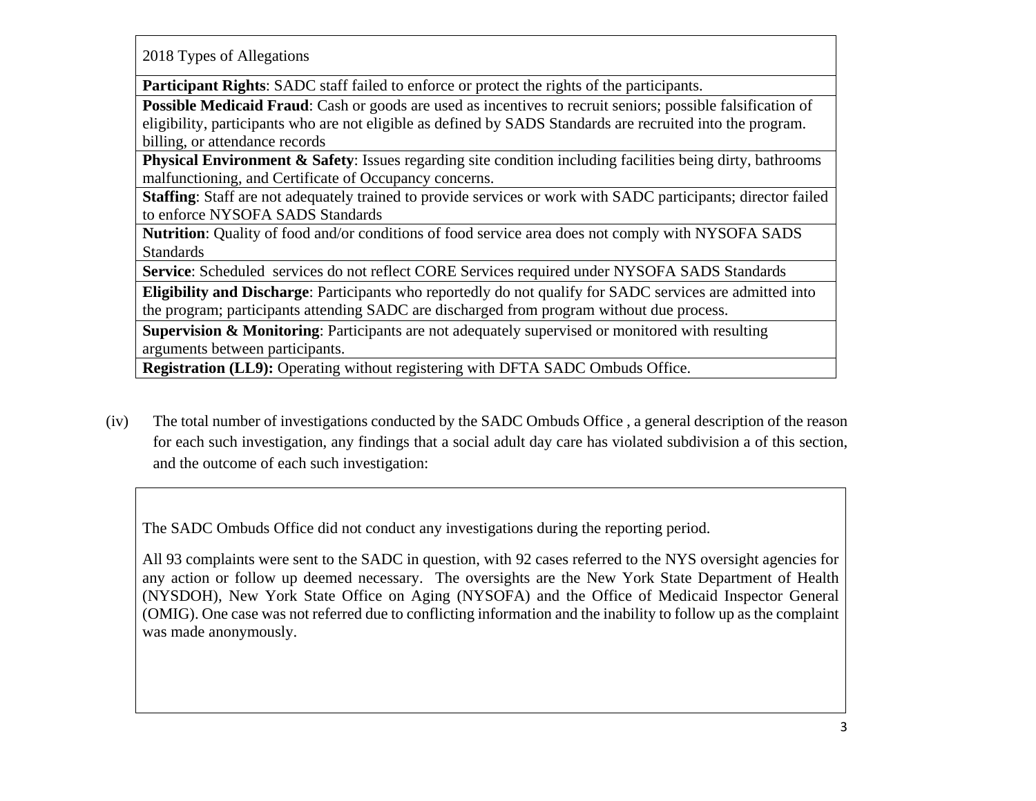| 2018 Types of Allegations |
|---|
| **Participant Rights**: SADC staff failed to enforce or protect the rights of the participants. |
| **Possible Medicaid Fraud**: Cash or goods are used as incentives to recruit seniors; possible falsification of eligibility, participants who are not eligible as defined by SADS Standards are recruited into the program. billing, or attendance records |
| **Physical Environment & Safety**: Issues regarding site condition including facilities being dirty, bathrooms malfunctioning, and Certificate of Occupancy concerns. |
| **Staffing**: Staff are not adequately trained to provide services or work with SADC participants; director failed to enforce NYSOFA SADS Standards |
| **Nutrition**: Quality of food and/or conditions of food service area does not comply with NYSOFA SADS Standards |
| **Service**: Scheduled services do not reflect CORE Services required under NYSOFA SADS Standards |
| **Eligibility and Discharge**: Participants who reportedly do not qualify for SADC services are admitted into the program; participants attending SADC are discharged from program without due process. |
| **Supervision & Monitoring**: Participants are not adequately supervised or monitored with resulting arguments between participants. |
| **Registration (LL9):** Operating without registering with DFTA SADC Ombuds Office. |

(iv) The total number of investigations conducted by the SADC Ombuds Office , a general description of the reason for each such investigation, any findings that a social adult day care has violated subdivision a of this section, and the outcome of each such investigation:

> The SADC Ombuds Office did not conduct any investigations during the reporting period.
>
> All 93 complaints were sent to the SADC in question, with 92 cases referred to the NYS oversight agencies for any action or follow up deemed necessary. The oversights are the New York State Department of Health (NYSDOH), New York State Office on Aging (NYSOFA) and the Office of Medicaid Inspector General (OMIG). One case was not referred due to conflicting information and the inability to follow up as the complaint was made anonymously.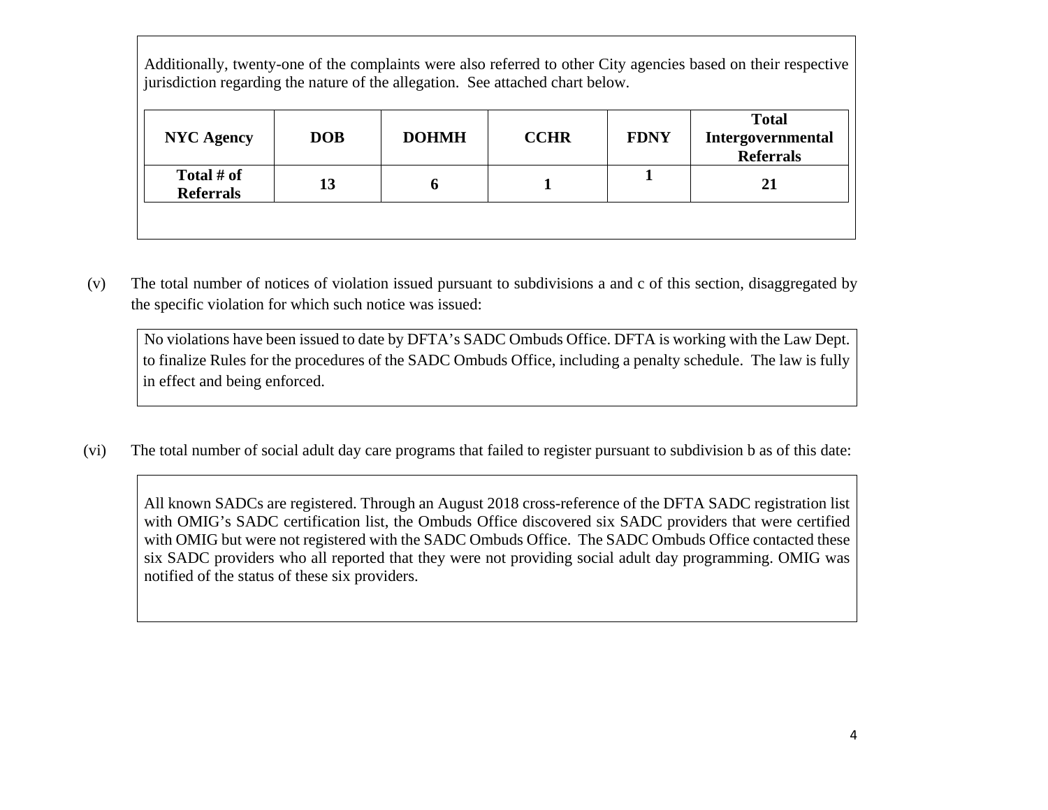Additionally, twenty-one of the complaints were also referred to other City agencies based on their respective jurisdiction regarding the nature of the allegation. See attached chart below.

| NYC Agency | DOB | DOHMH | CCHR | FDNY | Total Intergovernmental Referrals |
|---|---|---|---|---|---|
| **Total # of Referrals** | **13** | **6** | **1** | **1** | **21** |

(v) The total number of notices of violation issued pursuant to subdivisions a and c of this section, disaggregated by the specific violation for which such notice was issued:

No violations have been issued to date by DFTA's SADC Ombuds Office. DFTA is working with the Law Dept. to finalize Rules for the procedures of the SADC Ombuds Office, including a penalty schedule. The law is fully in effect and being enforced.

(vi) The total number of social adult day care programs that failed to register pursuant to subdivision b as of this date:

All known SADCs are registered. Through an August 2018 cross-reference of the DFTA SADC registration list with OMIG's SADC certification list, the Ombuds Office discovered six SADC providers that were certified with OMIG but were not registered with the SADC Ombuds Office. The SADC Ombuds Office contacted these six SADC providers who all reported that they were not providing social adult day programming. OMIG was notified of the status of these six providers.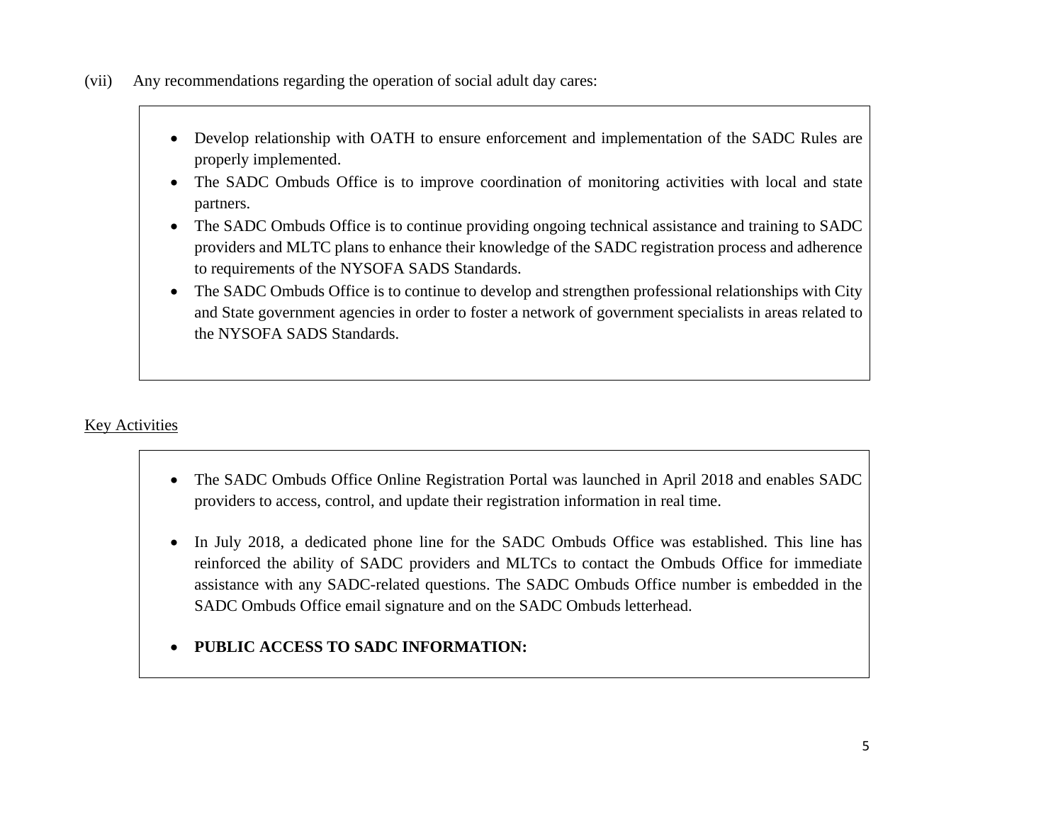(vii) Any recommendations regarding the operation of social adult day cares:

- Develop relationship with OATH to ensure enforcement and implementation of the SADC Rules are properly implemented.
- The SADC Ombuds Office is to improve coordination of monitoring activities with local and state partners.
- The SADC Ombuds Office is to continue providing ongoing technical assistance and training to SADC providers and MLTC plans to enhance their knowledge of the SADC registration process and adherence to requirements of the NYSOFA SADS Standards.
- The SADC Ombuds Office is to continue to develop and strengthen professional relationships with City and State government agencies in order to foster a network of government specialists in areas related to the NYSOFA SADS Standards.

<u>Key Activities</u>

- The SADC Ombuds Office Online Registration Portal was launched in April 2018 and enables SADC providers to access, control, and update their registration information in real time.

- In July 2018, a dedicated phone line for the SADC Ombuds Office was established. This line has reinforced the ability of SADC providers and MLTCs to contact the Ombuds Office for immediate assistance with any SADC-related questions. The SADC Ombuds Office number is embedded in the SADC Ombuds Office email signature and on the SADC Ombuds letterhead.

- **PUBLIC ACCESS TO SADC INFORMATION:**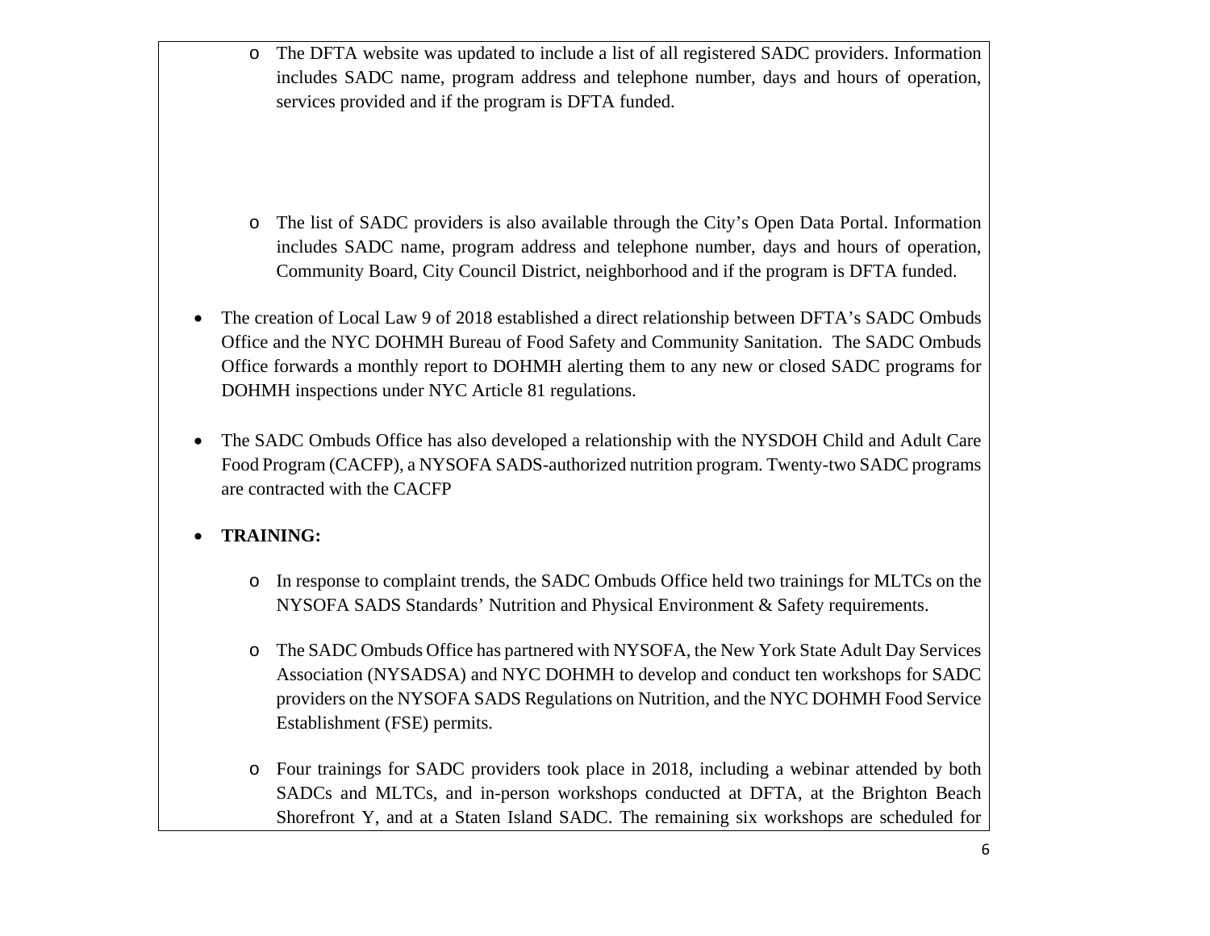- The DFTA website was updated to include a list of all registered SADC providers. Information includes SADC name, program address and telephone number, days and hours of operation, services provided and if the program is DFTA funded.

  - The list of SADC providers is also available through the City's Open Data Portal. Information includes SADC name, program address and telephone number, days and hours of operation, Community Board, City Council District, neighborhood and if the program is DFTA funded.

- The creation of Local Law 9 of 2018 established a direct relationship between DFTA's SADC Ombuds Office and the NYC DOHMH Bureau of Food Safety and Community Sanitation. The SADC Ombuds Office forwards a monthly report to DOHMH alerting them to any new or closed SADC programs for DOHMH inspections under NYC Article 81 regulations.

- The SADC Ombuds Office has also developed a relationship with the NYSDOH Child and Adult Care Food Program (CACFP), a NYSOFA SADS-authorized nutrition program. Twenty-two SADC programs are contracted with the CACFP

- **TRAINING:**

  - In response to complaint trends, the SADC Ombuds Office held two trainings for MLTCs on the NYSOFA SADS Standards' Nutrition and Physical Environment & Safety requirements.

  - The SADC Ombuds Office has partnered with NYSOFA, the New York State Adult Day Services Association (NYSADSA) and NYC DOHMH to develop and conduct ten workshops for SADC providers on the NYSOFA SADS Regulations on Nutrition, and the NYC DOHMH Food Service Establishment (FSE) permits.

  - Four trainings for SADC providers took place in 2018, including a webinar attended by both SADCs and MLTCs, and in-person workshops conducted at DFTA, at the Brighton Beach Shorefront Y, and at a Staten Island SADC. The remaining six workshops are scheduled for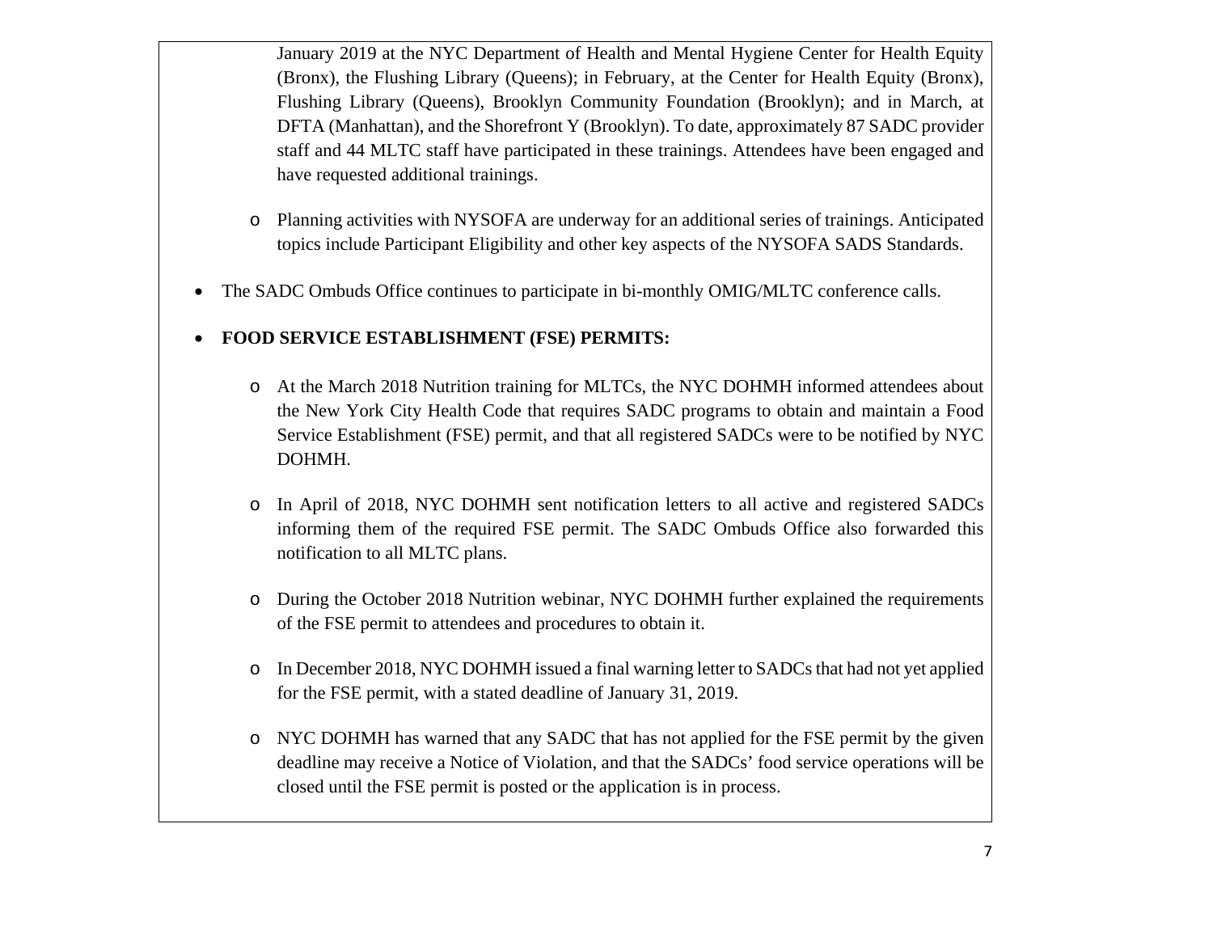January 2019 at the NYC Department of Health and Mental Hygiene Center for Health Equity (Bronx), the Flushing Library (Queens); in February, at the Center for Health Equity (Bronx), Flushing Library (Queens), Brooklyn Community Foundation (Brooklyn); and in March, at DFTA (Manhattan), and the Shorefront Y (Brooklyn). To date, approximately 87 SADC provider staff and 44 MLTC staff have participated in these trainings. Attendees have been engaged and have requested additional trainings.

  - Planning activities with NYSOFA are underway for an additional series of trainings. Anticipated topics include Participant Eligibility and other key aspects of the NYSOFA SADS Standards.

- The SADC Ombuds Office continues to participate in bi-monthly OMIG/MLTC conference calls.

- **FOOD SERVICE ESTABLISHMENT (FSE) PERMITS:**

  - At the March 2018 Nutrition training for MLTCs, the NYC DOHMH informed attendees about the New York City Health Code that requires SADC programs to obtain and maintain a Food Service Establishment (FSE) permit, and that all registered SADCs were to be notified by NYC DOHMH.

  - In April of 2018, NYC DOHMH sent notification letters to all active and registered SADCs informing them of the required FSE permit. The SADC Ombuds Office also forwarded this notification to all MLTC plans.

  - During the October 2018 Nutrition webinar, NYC DOHMH further explained the requirements of the FSE permit to attendees and procedures to obtain it.

  - In December 2018, NYC DOHMH issued a final warning letter to SADCs that had not yet applied for the FSE permit, with a stated deadline of January 31, 2019.

  - NYC DOHMH has warned that any SADC that has not applied for the FSE permit by the given deadline may receive a Notice of Violation, and that the SADCs' food service operations will be closed until the FSE permit is posted or the application is in process.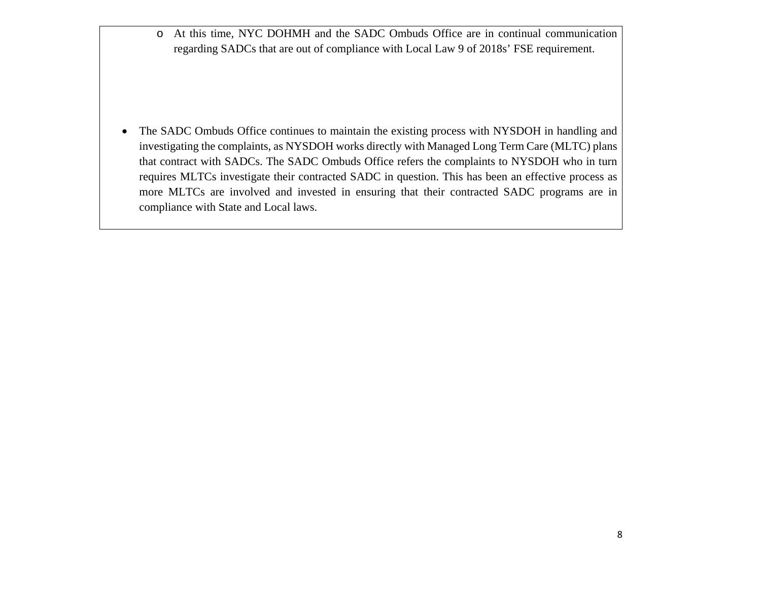- At this time, NYC DOHMH and the SADC Ombuds Office are in continual communication regarding SADCs that are out of compliance with Local Law 9 of 2018s' FSE requirement.

- The SADC Ombuds Office continues to maintain the existing process with NYSDOH in handling and investigating the complaints, as NYSDOH works directly with Managed Long Term Care (MLTC) plans that contract with SADCs. The SADC Ombuds Office refers the complaints to NYSDOH who in turn requires MLTCs investigate their contracted SADC in question. This has been an effective process as more MLTCs are involved and invested in ensuring that their contracted SADC programs are in compliance with State and Local laws.